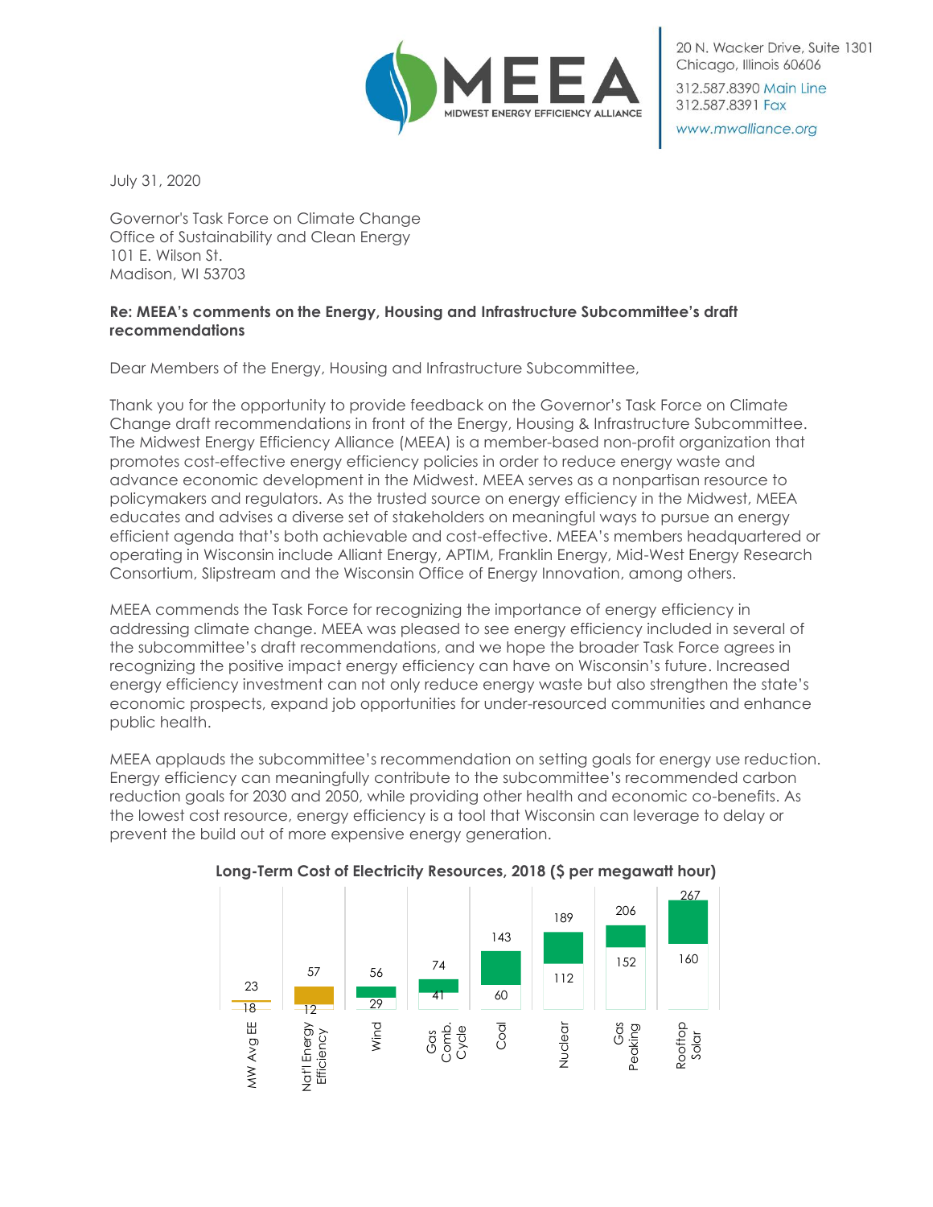**MEEA** MIDWEST ENERGY EFFICIENCY ALLIANCE

20 N. Wacker Drive, Suite 1301
Chicago, Illinois 60606
312.587.8390 Main Line
312.587.8391 Fax
www.mwalliance.org

July 31, 2020

Governor's Task Force on Climate Change
Office of Sustainability and Clean Energy
101 E. Wilson St.
Madison, WI 53703

**Re: MEEA's comments on the Energy, Housing and Infrastructure Subcommittee's draft recommendations**

Dear Members of the Energy, Housing and Infrastructure Subcommittee,

Thank you for the opportunity to provide feedback on the Governor's Task Force on Climate Change draft recommendations in front of the Energy, Housing & Infrastructure Subcommittee. The Midwest Energy Efficiency Alliance (MEEA) is a member-based non-profit organization that promotes cost-effective energy efficiency policies in order to reduce energy waste and advance economic development in the Midwest. MEEA serves as a nonpartisan resource to policymakers and regulators. As the trusted source on energy efficiency in the Midwest, MEEA educates and advises a diverse set of stakeholders on meaningful ways to pursue an energy efficient agenda that's both achievable and cost-effective. MEEA's members headquartered or operating in Wisconsin include Alliant Energy, APTIM, Franklin Energy, Mid-West Energy Research Consortium, Slipstream and the Wisconsin Office of Energy Innovation, among others.

MEEA commends the Task Force for recognizing the importance of energy efficiency in addressing climate change. MEEA was pleased to see energy efficiency included in several of the subcommittee's draft recommendations, and we hope the broader Task Force agrees in recognizing the positive impact energy efficiency can have on Wisconsin's future. Increased energy efficiency investment can not only reduce energy waste but also strengthen the state's economic prospects, expand job opportunities for under-resourced communities and enhance public health.

MEEA applauds the subcommittee's recommendation on setting goals for energy use reduction. Energy efficiency can meaningfully contribute to the subcommittee's recommended carbon reduction goals for 2030 and 2050, while providing other health and economic co-benefits. As the lowest cost resource, energy efficiency is a tool that Wisconsin can leverage to delay or prevent the build out of more expensive energy generation.

**Long-Term Cost of Electricity Resources, 2018 ($ per megawatt hour)**

| Resource | Low | High |
|---|---|---|
| MW Avg EE | 18 | 23 |
| Nat'l Energy Efficiency | 12 | 57 |
| Wind | 29 | 56 |
| Gas Comb. Cycle | 41 | 74 |
| Coal | 60 | 143 |
| Nuclear | 112 | 189 |
| Gas Peaking | 152 | 206 |
| Rooftop Solar | 160 | 267 |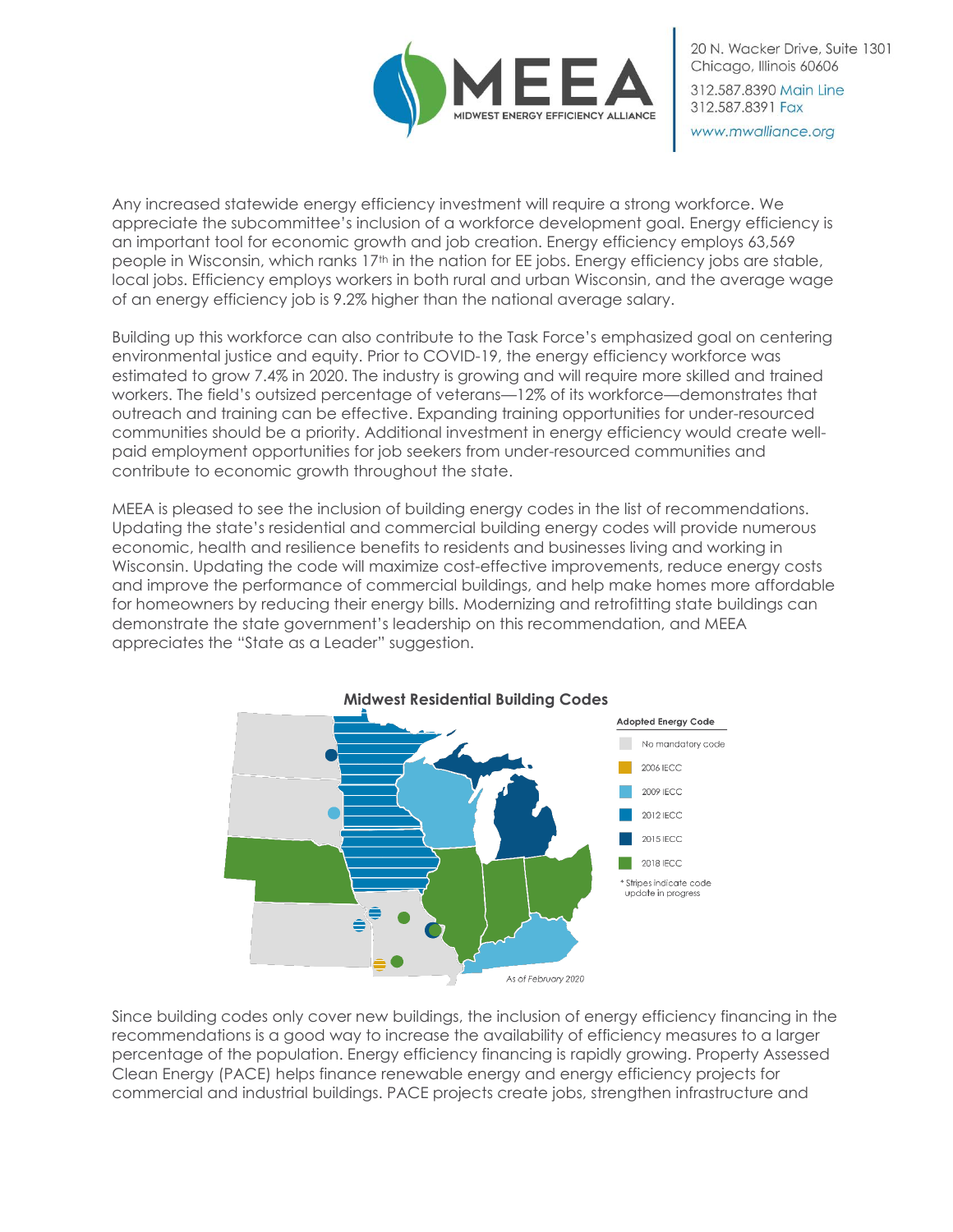Any increased statewide energy efficiency investment will require a strong workforce. We appreciate the subcommittee's inclusion of a workforce development goal. Energy efficiency is an important tool for economic growth and job creation. Energy efficiency employs 63,569 people in Wisconsin, which ranks 17th in the nation for EE jobs. Energy efficiency jobs are stable, local jobs. Efficiency employs workers in both rural and urban Wisconsin, and the average wage of an energy efficiency job is 9.2% higher than the national average salary.

Building up this workforce can also contribute to the Task Force's emphasized goal on centering environmental justice and equity. Prior to COVID-19, the energy efficiency workforce was estimated to grow 7.4% in 2020. The industry is growing and will require more skilled and trained workers. The field's outsized percentage of veterans—12% of its workforce—demonstrates that outreach and training can be effective. Expanding training opportunities for under-resourced communities should be a priority. Additional investment in energy efficiency would create well-paid employment opportunities for job seekers from under-resourced communities and contribute to economic growth throughout the state.

MEEA is pleased to see the inclusion of building energy codes in the list of recommendations. Updating the state's residential and commercial building energy codes will provide numerous economic, health and resilience benefits to residents and businesses living and working in Wisconsin. Updating the code will maximize cost-effective improvements, reduce energy costs and improve the performance of commercial buildings, and help make homes more affordable for homeowners by reducing their energy bills. Modernizing and retrofitting state buildings can demonstrate the state government's leadership on this recommendation, and MEEA appreciates the "State as a Leader" suggestion.

**Midwest Residential Building Codes**

Adopted Energy Code
- No mandatory code
- 2006 IECC
- 2009 IECC
- 2012 IECC
- 2015 IECC
- 2018 IECC

* Stripes indicate code update in progress

As of February 2020

Since building codes only cover new buildings, the inclusion of energy efficiency financing in the recommendations is a good way to increase the availability of efficiency measures to a larger percentage of the population. Energy efficiency financing is rapidly growing. Property Assessed Clean Energy (PACE) helps finance renewable energy and energy efficiency projects for commercial and industrial buildings. PACE projects create jobs, strengthen infrastructure and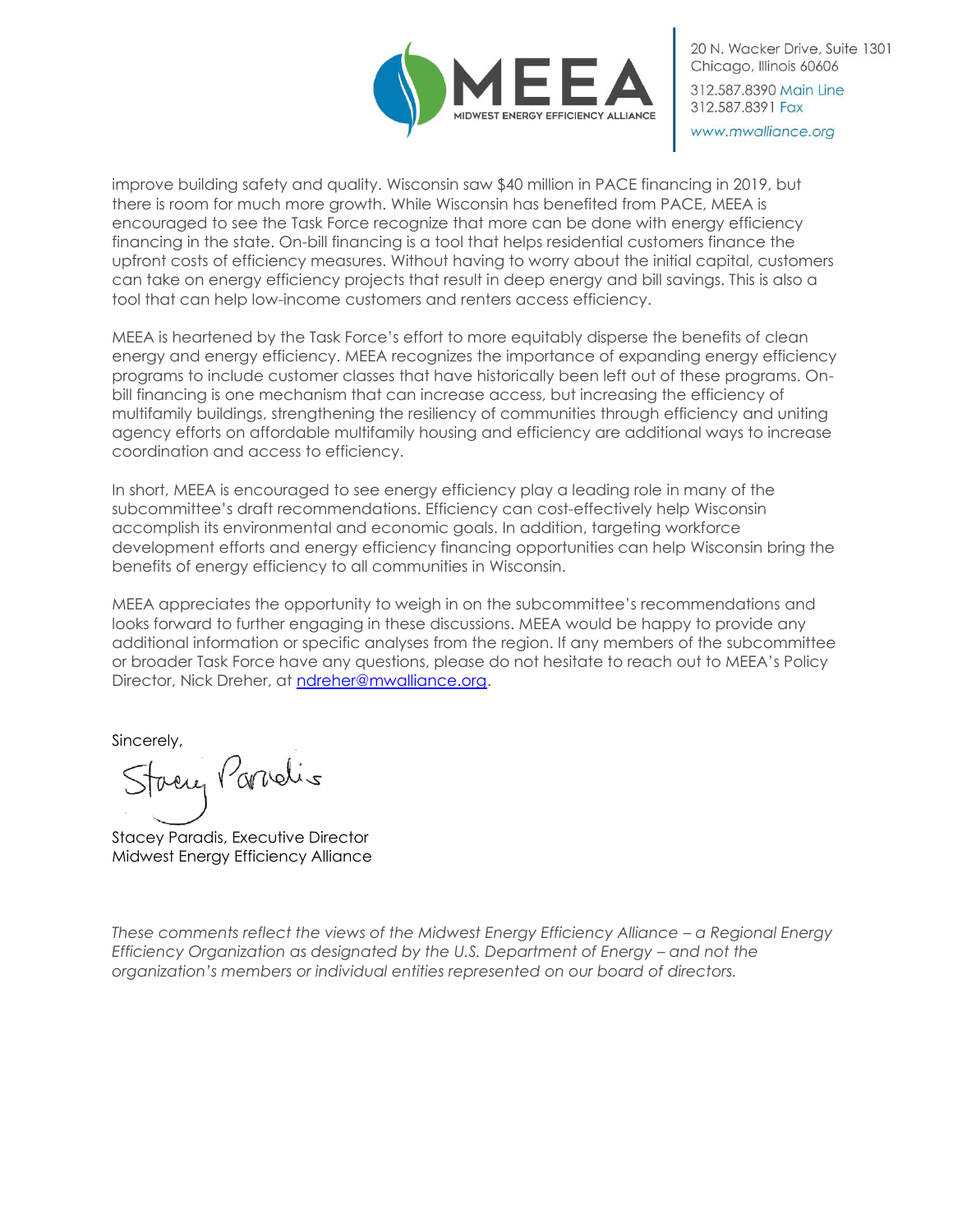improve building safety and quality. Wisconsin saw $40 million in PACE financing in 2019, but there is room for much more growth. While Wisconsin has benefited from PACE, MEEA is encouraged to see the Task Force recognize that more can be done with energy efficiency financing in the state. On-bill financing is a tool that helps residential customers finance the upfront costs of efficiency measures. Without having to worry about the initial capital, customers can take on energy efficiency projects that result in deep energy and bill savings. This is also a tool that can help low-income customers and renters access efficiency.

MEEA is heartened by the Task Force's effort to more equitably disperse the benefits of clean energy and energy efficiency. MEEA recognizes the importance of expanding energy efficiency programs to include customer classes that have historically been left out of these programs. On-bill financing is one mechanism that can increase access, but increasing the efficiency of multifamily buildings, strengthening the resiliency of communities through efficiency and uniting agency efforts on affordable multifamily housing and efficiency are additional ways to increase coordination and access to efficiency.

In short, MEEA is encouraged to see energy efficiency play a leading role in many of the subcommittee's draft recommendations. Efficiency can cost-effectively help Wisconsin accomplish its environmental and economic goals. In addition, targeting workforce development efforts and energy efficiency financing opportunities can help Wisconsin bring the benefits of energy efficiency to all communities in Wisconsin.

MEEA appreciates the opportunity to weigh in on the subcommittee's recommendations and looks forward to further engaging in these discussions. MEEA would be happy to provide any additional information or specific analyses from the region. If any members of the subcommittee or broader Task Force have any questions, please do not hesitate to reach out to MEEA's Policy Director, Nick Dreher, at ndreher@mwalliance.org.

Sincerely,

Stacey Paradis, Executive Director
Midwest Energy Efficiency Alliance

*These comments reflect the views of the Midwest Energy Efficiency Alliance – a Regional Energy Efficiency Organization as designated by the U.S. Department of Energy – and not the organization's members or individual entities represented on our board of directors.*